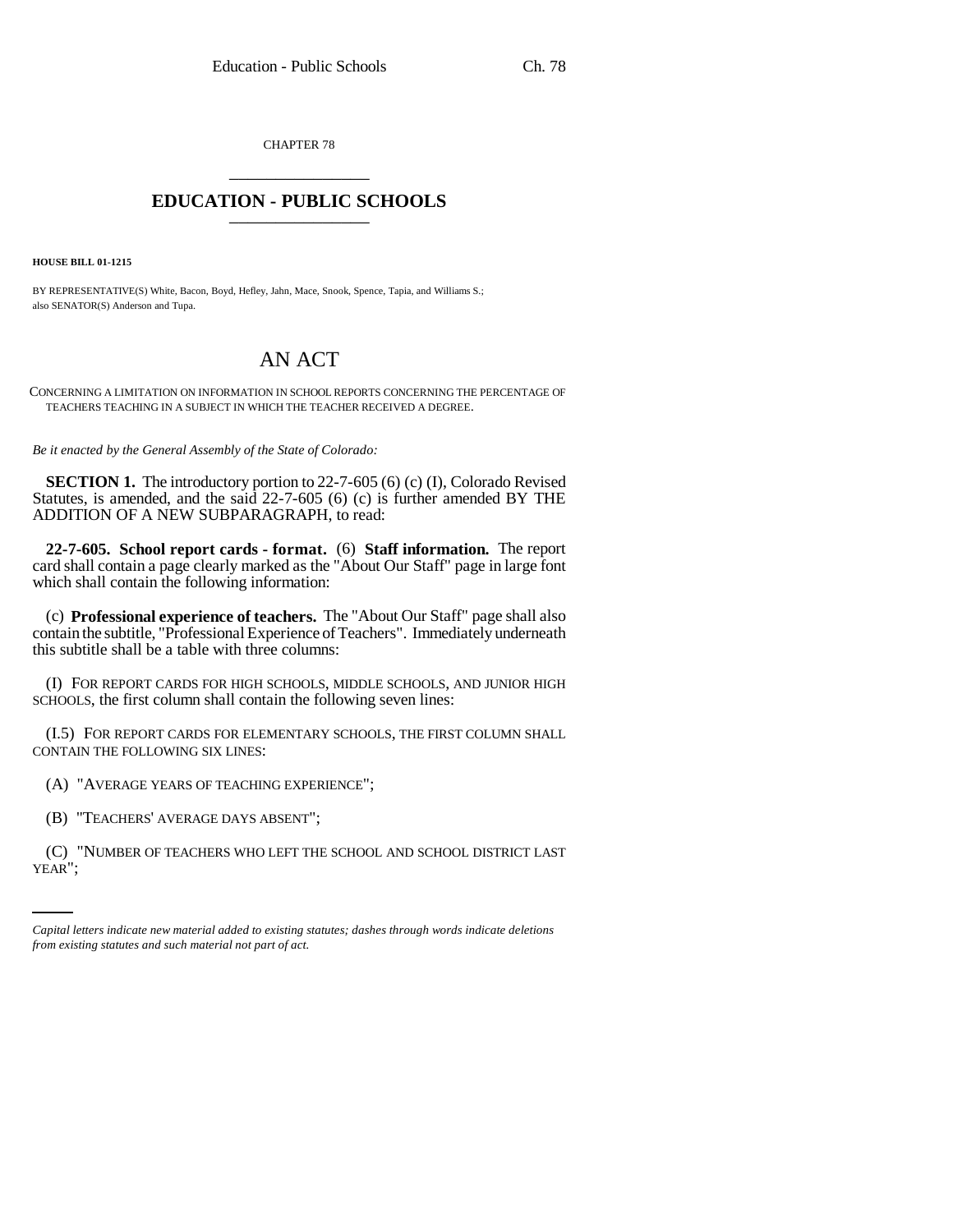CHAPTER 78

## EDUCATION - PUBLIC SCHOOLS

**HOUSE BILL 01-1215**

BY REPRESENTATIVE(S) White, Bacon, Boyd, Hefley, Jahn, Mace, Snook, Spence, Tapia, and Williams S.; also SENATOR(S) Anderson and Tupa.

# AN ACT

CONCERNING A LIMITATION ON INFORMATION IN SCHOOL REPORTS CONCERNING THE PERCENTAGE OF TEACHERS TEACHING IN A SUBJECT IN WHICH THE TEACHER RECEIVED A DEGREE.

*Be it enacted by the General Assembly of the State of Colorado:*

**SECTION 1.** The introductory portion to 22-7-605 (6) (c) (I), Colorado Revised Statutes, is amended, and the said 22-7-605 (6) (c) is further amended BY THE ADDITION OF A NEW SUBPARAGRAPH, to read:

**22-7-605. School report cards - format.** (6) **Staff information.** The report card shall contain a page clearly marked as the "About Our Staff" page in large font which shall contain the following information:

(c) **Professional experience of teachers.** The "About Our Staff" page shall also contain the subtitle, "Professional Experience of Teachers". Immediately underneath this subtitle shall be a table with three columns:

(I) FOR REPORT CARDS FOR HIGH SCHOOLS, MIDDLE SCHOOLS, AND JUNIOR HIGH SCHOOLS, the first column shall contain the following seven lines:

(I.5) FOR REPORT CARDS FOR ELEMENTARY SCHOOLS, THE FIRST COLUMN SHALL CONTAIN THE FOLLOWING SIX LINES:

(A) "AVERAGE YEARS OF TEACHING EXPERIENCE";

(B) "TEACHERS' AVERAGE DAYS ABSENT";

(C) "NUMBER OF TEACHERS WHO LEFT THE SCHOOL AND SCHOOL DISTRICT LAST YEAR";

*Capital letters indicate new material added to existing statutes; dashes through words indicate deletions from existing statutes and such material not part of act.*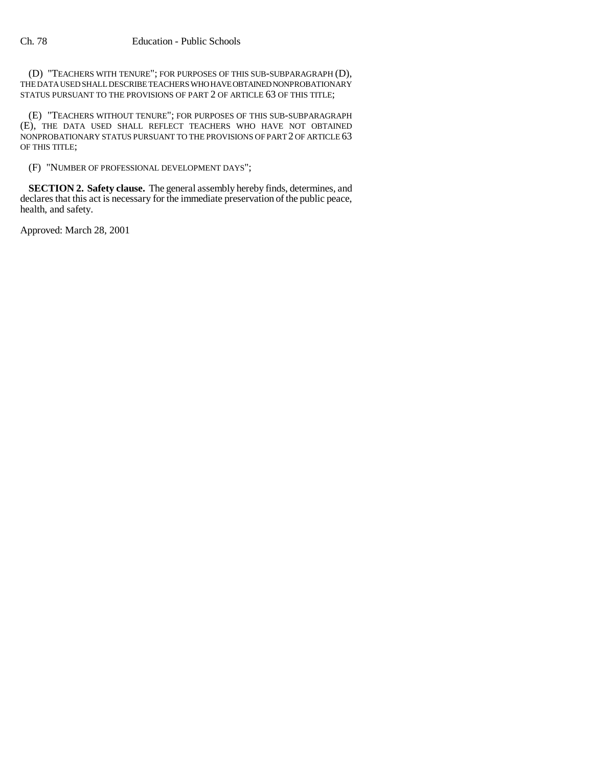(D) "TEACHERS WITH TENURE"; FOR PURPOSES OF THIS SUB-SUBPARAGRAPH (D), THE DATA USED SHALL DESCRIBE TEACHERS WHO HAVE OBTAINED NONPROBATIONARY STATUS PURSUANT TO THE PROVISIONS OF PART 2 OF ARTICLE 63 OF THIS TITLE;

(E) "TEACHERS WITHOUT TENURE"; FOR PURPOSES OF THIS SUB-SUBPARAGRAPH (E), THE DATA USED SHALL REFLECT TEACHERS WHO HAVE NOT OBTAINED NONPROBATIONARY STATUS PURSUANT TO THE PROVISIONS OF PART 2 OF ARTICLE 63 OF THIS TITLE;

(F) "NUMBER OF PROFESSIONAL DEVELOPMENT DAYS";

**SECTION 2. Safety clause.** The general assembly hereby finds, determines, and declares that this act is necessary for the immediate preservation of the public peace, health, and safety.

Approved: March 28, 2001